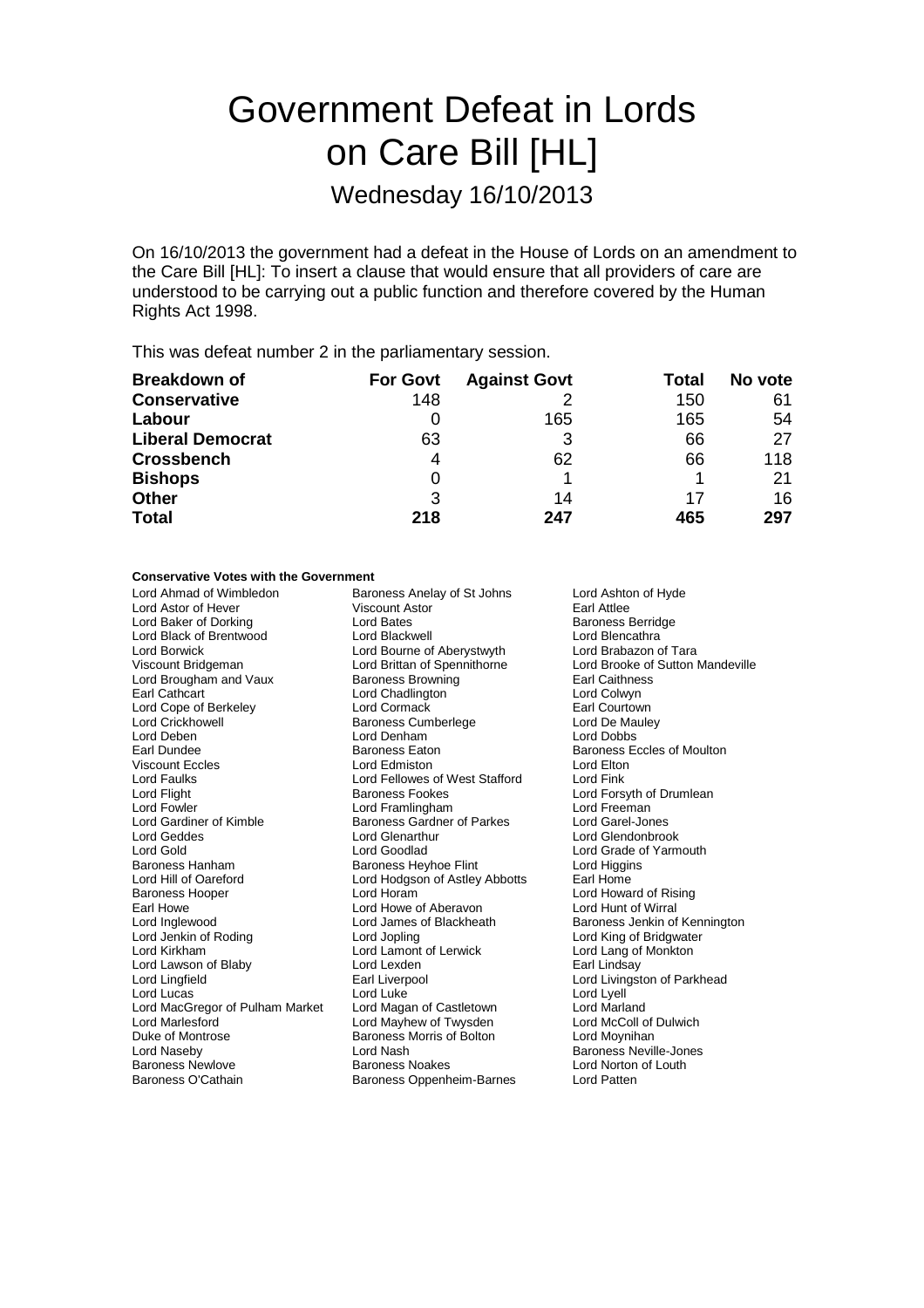# Government Defeat in Lords on Care Bill [HL]

## Wednesday 16/10/2013

On 16/10/2013 the government had a defeat in the House of Lords on an amendment to the Care Bill [HL]: To insert a clause that would ensure that all providers of care are understood to be carrying out a public function and therefore covered by the Human Rights Act 1998.

This was defeat number 2 in the parliamentary session.

| Breakdown of | For Govt | Against Govt | Total | No vote |
|---|---|---|---|---|
| **Conservative** | 148 | 2 | 150 | 61 |
| **Labour** | 0 | 165 | 165 | 54 |
| **Liberal Democrat** | 63 | 3 | 66 | 27 |
| **Crossbench** | 4 | 62 | 66 | 118 |
| **Bishops** | 0 | 1 | 1 | 21 |
| **Other** | 3 | 14 | 17 | 16 |
| **Total** | **218** | **247** | **465** | **297** |

**Conservative Votes with the Government**

Lord Ahmad of Wimbledon
Baroness Anelay of St Johns
Lord Ashton of Hyde
Lord Astor of Hever
Viscount Astor
Earl Attlee
Lord Baker of Dorking
Lord Bates
Baroness Berridge
Lord Black of Brentwood
Lord Blackwell
Lord Blencathra
Lord Borwick
Lord Bourne of Aberystwyth
Lord Brabazon of Tara
Viscount Bridgeman
Lord Brittan of Spennithorne
Lord Brooke of Sutton Mandeville
Lord Brougham and Vaux
Baroness Browning
Earl Caithness
Earl Cathcart
Lord Chadlington
Lord Colwyn
Lord Cope of Berkeley
Lord Cormack
Earl Courtown
Lord Crickhowell
Baroness Cumberlege
Lord De Mauley
Lord Deben
Lord Denham
Lord Dobbs
Earl Dundee
Baroness Eaton
Baroness Eccles of Moulton
Viscount Eccles
Lord Edmiston
Lord Elton
Lord Faulks
Lord Fellowes of West Stafford
Lord Fink
Lord Flight
Baroness Fookes
Lord Forsyth of Drumlean
Lord Fowler
Lord Framlingham
Lord Freeman
Lord Gardiner of Kimble
Baroness Gardner of Parkes
Lord Garel-Jones
Lord Geddes
Lord Glenarthur
Lord Glendonbrook
Lord Gold
Lord Goodlad
Lord Grade of Yarmouth
Baroness Hanham
Baroness Heyhoe Flint
Lord Higgins
Lord Hill of Oareford
Lord Hodgson of Astley Abbotts
Earl Home
Baroness Hooper
Lord Horam
Lord Howard of Rising
Earl Howe
Lord Howe of Aberavon
Lord Hunt of Wirral
Lord Inglewood
Lord James of Blackheath
Baroness Jenkin of Kennington
Lord Jenkin of Roding
Lord Jopling
Lord King of Bridgwater
Lord Kirkham
Lord Lamont of Lerwick
Lord Lang of Monkton
Lord Lawson of Blaby
Lord Lexden
Earl Lindsay
Lord Lingfield
Earl Liverpool
Lord Livingston of Parkhead
Lord Lucas
Lord Luke
Lord Lyell
Lord MacGregor of Pulham Market
Lord Magan of Castletown
Lord Marland
Lord Marlesford
Lord Mayhew of Twysden
Lord McColl of Dulwich
Duke of Montrose
Baroness Morris of Bolton
Lord Moynihan
Lord Naseby
Lord Nash
Baroness Neville-Jones
Baroness Newlove
Baroness Noakes
Lord Norton of Louth
Baroness O'Cathain
Baroness Oppenheim-Barnes
Lord Patten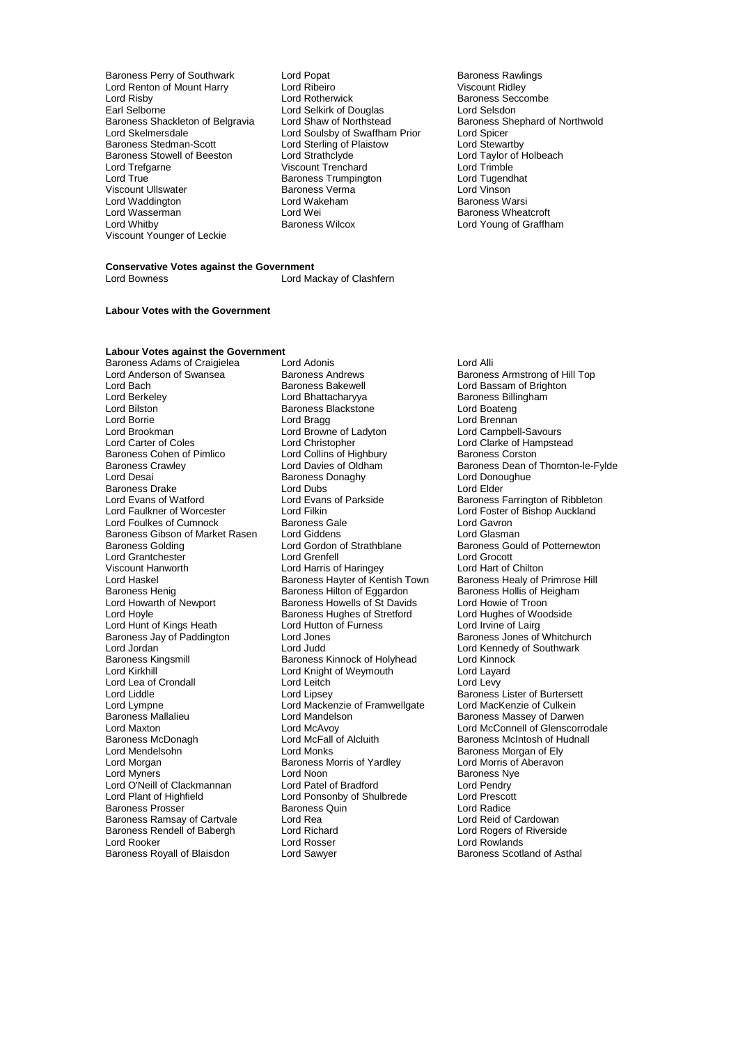Baroness Perry of Southwark
Lord Popat
Baroness Rawlings
Lord Renton of Mount Harry
Lord Ribeiro
Viscount Ridley
Lord Risby
Lord Rotherwick
Baroness Seccombe
Earl Selborne
Lord Selkirk of Douglas
Lord Selsdon
Baroness Shackleton of Belgravia
Lord Shaw of Northstead
Baroness Shephard of Northwold
Lord Skelmersdale
Lord Soulsby of Swaffham Prior
Lord Spicer
Baroness Stedman-Scott
Lord Sterling of Plaistow
Lord Stewartby
Baroness Stowell of Beeston
Lord Strathclyde
Lord Taylor of Holbeach
Lord Trefgarne
Viscount Trenchard
Lord Trimble
Lord True
Baroness Trumpington
Lord Tugendhat
Viscount Ullswater
Baroness Verma
Lord Vinson
Lord Waddington
Lord Wakeham
Baroness Warsi
Lord Wasserman
Lord Wei
Baroness Wheatcroft
Lord Whitby
Baroness Wilcox
Lord Young of Graffham
Viscount Younger of Leckie

**Conservative Votes against the Government**

Lord Bowness
Lord Mackay of Clashfern

**Labour Votes with the Government**

**Labour Votes against the Government**

Baroness Adams of Craigielea
Lord Adonis
Lord Alli
Lord Anderson of Swansea
Baroness Andrews
Baroness Armstrong of Hill Top
Lord Bach
Baroness Bakewell
Lord Bassam of Brighton
Lord Berkeley
Lord Bhattacharyya
Baroness Billingham
Lord Bilston
Baroness Blackstone
Lord Boateng
Lord Borrie
Lord Bragg
Lord Brennan
Lord Brookman
Lord Browne of Ladyton
Lord Campbell-Savours
Lord Carter of Coles
Lord Christopher
Lord Clarke of Hampstead
Baroness Cohen of Pimlico
Lord Collins of Highbury
Baroness Corston
Baroness Crawley
Lord Davies of Oldham
Baroness Dean of Thornton-le-Fylde
Lord Desai
Baroness Donaghy
Lord Donoughue
Baroness Drake
Lord Dubs
Lord Elder
Lord Evans of Watford
Lord Evans of Parkside
Baroness Farrington of Ribbleton
Lord Faulkner of Worcester
Lord Filkin
Lord Foster of Bishop Auckland
Lord Foulkes of Cumnock
Baroness Gale
Lord Gavron
Baroness Gibson of Market Rasen
Lord Giddens
Lord Glasman
Baroness Golding
Lord Gordon of Strathblane
Baroness Gould of Potternewton
Lord Grantchester
Lord Grenfell
Lord Grocott
Viscount Hanworth
Lord Harris of Haringey
Lord Hart of Chilton
Lord Haskel
Baroness Hayter of Kentish Town
Baroness Healy of Primrose Hill
Baroness Henig
Baroness Hilton of Eggardon
Baroness Hollis of Heigham
Lord Howarth of Newport
Baroness Howells of St Davids
Lord Howie of Troon
Lord Hoyle
Baroness Hughes of Stretford
Lord Hughes of Woodside
Lord Hunt of Kings Heath
Lord Hutton of Furness
Lord Irvine of Lairg
Baroness Jay of Paddington
Lord Jones
Baroness Jones of Whitchurch
Lord Jordan
Lord Judd
Lord Kennedy of Southwark
Baroness Kingsmill
Baroness Kinnock of Holyhead
Lord Kinnock
Lord Kirkhill
Lord Knight of Weymouth
Lord Layard
Lord Lea of Crondall
Lord Leitch
Lord Levy
Lord Liddle
Lord Lipsey
Baroness Lister of Burtersett
Lord Lympne
Lord Mackenzie of Framwellgate
Lord MacKenzie of Culkein
Baroness Mallalieu
Lord Mandelson
Baroness Massey of Darwen
Lord Maxton
Lord McAvoy
Lord McConnell of Glenscorrodale
Baroness McDonagh
Lord McFall of Alcluith
Baroness McIntosh of Hudnall
Lord Mendelsohn
Lord Monks
Baroness Morgan of Ely
Lord Morgan
Baroness Morris of Yardley
Lord Morris of Aberavon
Lord Myners
Lord Noon
Baroness Nye
Lord O'Neill of Clackmannan
Lord Patel of Bradford
Lord Pendry
Lord Plant of Highfield
Lord Ponsonby of Shulbrede
Lord Prescott
Baroness Prosser
Baroness Quin
Lord Radice
Baroness Ramsay of Cartvale
Lord Rea
Lord Reid of Cardowan
Baroness Rendell of Babergh
Lord Richard
Lord Rogers of Riverside
Lord Rooker
Lord Rosser
Lord Rowlands
Baroness Royall of Blaisdon
Lord Sawyer
Baroness Scotland of Asthal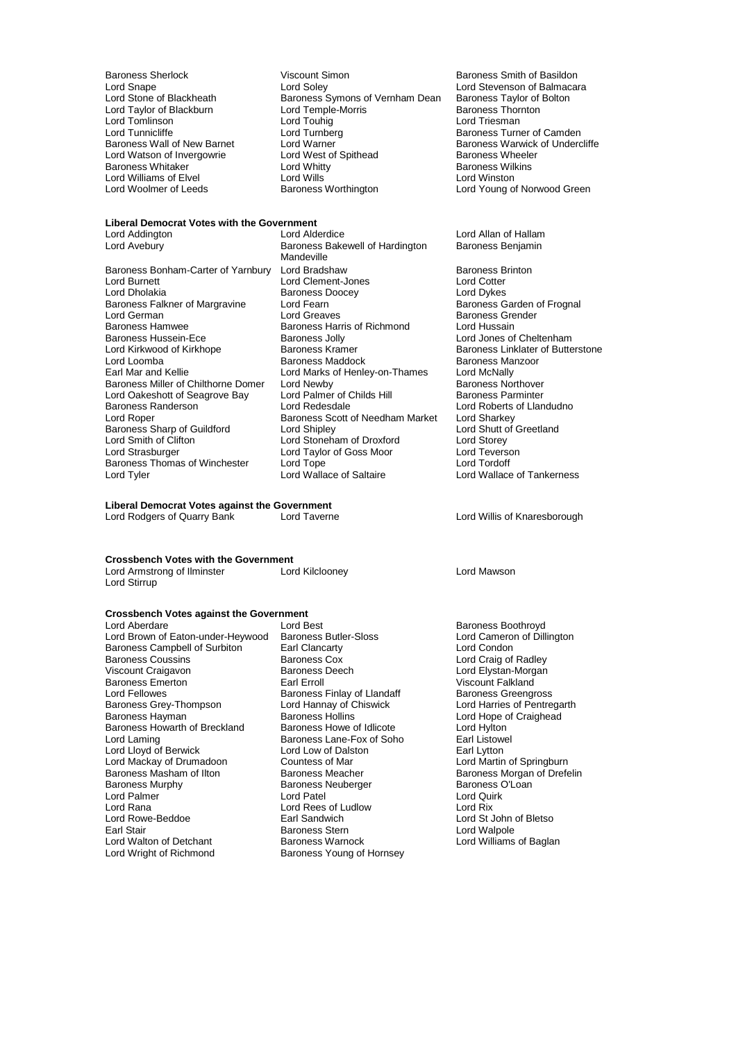Baroness Sherlock
Viscount Simon
Baroness Smith of Basildon
Lord Snape
Lord Soley
Lord Stevenson of Balmacara
Lord Stone of Blackheath
Baroness Symons of Vernham Dean
Baroness Taylor of Bolton
Lord Taylor of Blackburn
Lord Temple-Morris
Baroness Thornton
Lord Tomlinson
Lord Touhig
Lord Triesman
Lord Tunnicliffe
Lord Turnberg
Baroness Turner of Camden
Baroness Wall of New Barnet
Lord Warner
Baroness Warwick of Undercliffe
Lord Watson of Invergowrie
Lord West of Spithead
Baroness Wheeler
Baroness Whitaker
Lord Whitty
Baroness Wilkins
Lord Williams of Elvel
Lord Wills
Lord Winston
Lord Woolmer of Leeds
Baroness Worthington
Lord Young of Norwood Green

**Liberal Democrat Votes with the Government**

Lord Addington
Lord Alderdice
Lord Allan of Hallam
Lord Avebury
Baroness Bakewell of Hardington Mandeville
Baroness Benjamin
Baroness Bonham-Carter of Yarnbury
Lord Bradshaw
Baroness Brinton
Lord Burnett
Lord Clement-Jones
Lord Cotter
Lord Dholakia
Baroness Doocey
Lord Dykes
Baroness Falkner of Margravine
Lord Fearn
Baroness Garden of Frognal
Lord German
Lord Greaves
Baroness Grender
Baroness Hamwee
Baroness Harris of Richmond
Lord Hussain
Baroness Hussein-Ece
Baroness Jolly
Lord Jones of Cheltenham
Lord Kirkwood of Kirkhope
Baroness Kramer
Baroness Linklater of Butterstone
Lord Loomba
Baroness Maddock
Baroness Manzoor
Earl Mar and Kellie
Lord Marks of Henley-on-Thames
Lord McNally
Baroness Miller of Chilthorne Domer
Lord Newby
Baroness Northover
Lord Oakeshott of Seagrove Bay
Lord Palmer of Childs Hill
Baroness Parminter
Baroness Randerson
Lord Redesdale
Lord Roberts of Llandudno
Lord Roper
Baroness Scott of Needham Market
Lord Sharkey
Baroness Sharp of Guildford
Lord Shipley
Lord Shutt of Greetland
Lord Smith of Clifton
Lord Stoneham of Droxford
Lord Storey
Lord Strasburger
Lord Taylor of Goss Moor
Lord Teverson
Baroness Thomas of Winchester
Lord Tope
Lord Tordoff
Lord Tyler
Lord Wallace of Saltaire
Lord Wallace of Tankerness

**Liberal Democrat Votes against the Government**

Lord Rodgers of Quarry Bank
Lord Taverne
Lord Willis of Knaresborough

**Crossbench Votes with the Government**

Lord Armstrong of Ilminster
Lord Kilclooney
Lord Mawson
Lord Stirrup

**Crossbench Votes against the Government**

Lord Aberdare
Lord Best
Baroness Boothroyd
Lord Brown of Eaton-under-Heywood
Baroness Butler-Sloss
Lord Cameron of Dillington
Baroness Campbell of Surbiton
Earl Clancarty
Lord Condon
Baroness Coussins
Baroness Cox
Lord Craig of Radley
Viscount Craigavon
Baroness Deech
Lord Elystan-Morgan
Baroness Emerton
Earl Erroll
Viscount Falkland
Lord Fellowes
Baroness Finlay of Llandaff
Baroness Greengross
Baroness Grey-Thompson
Lord Hannay of Chiswick
Lord Harries of Pentregarth
Baroness Hayman
Baroness Hollins
Lord Hope of Craighead
Baroness Howarth of Breckland
Baroness Howe of Idlicote
Lord Hylton
Lord Laming
Baroness Lane-Fox of Soho
Earl Listowel
Lord Lloyd of Berwick
Lord Low of Dalston
Earl Lytton
Lord Mackay of Drumadoon
Countess of Mar
Lord Martin of Springburn
Baroness Masham of Ilton
Baroness Meacher
Baroness Morgan of Drefelin
Baroness Murphy
Baroness Neuberger
Baroness O'Loan
Lord Palmer
Lord Patel
Lord Quirk
Lord Rana
Lord Rees of Ludlow
Lord Rix
Lord Rowe-Beddoe
Earl Sandwich
Lord St John of Bletso
Earl Stair
Baroness Stern
Lord Walpole
Lord Walton of Detchant
Baroness Warnock
Lord Williams of Baglan
Lord Wright of Richmond
Baroness Young of Hornsey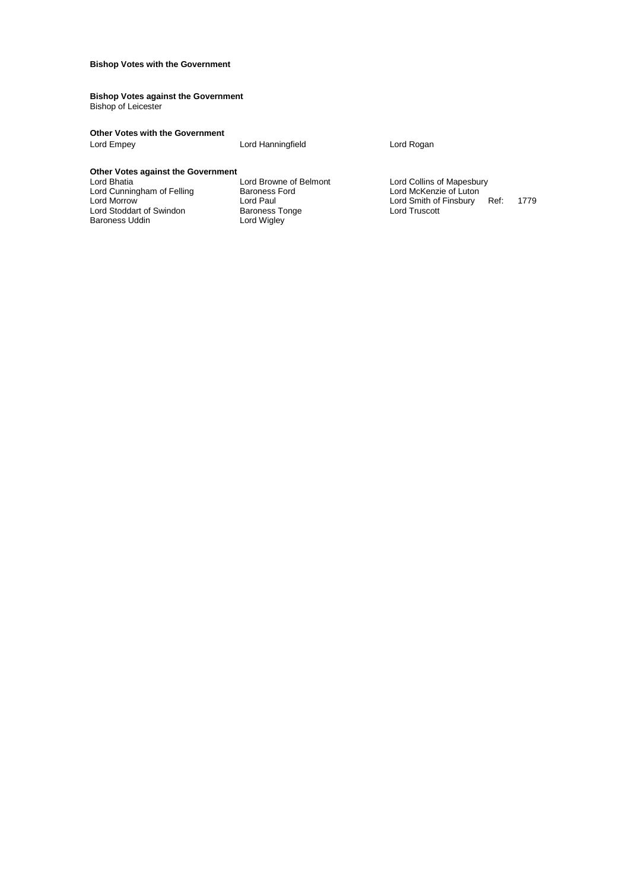**Bishop Votes with the Government**

**Bishop Votes against the Government**

Bishop of Leicester

**Other Votes with the Government**

| | | |
|---|---|---|
| Lord Empey | Lord Hanningfield | Lord Rogan |

**Other Votes against the Government**

| | | |
|---|---|---|
| Lord Bhatia | Lord Browne of Belmont | Lord Collins of Mapesbury |
| Lord Cunningham of Felling | Baroness Ford | Lord McKenzie of Luton |
| Lord Morrow | Lord Paul | Lord Smith of Finsbury |
| Lord Stoddart of Swindon | Baroness Tonge | Lord Truscott |
| Baroness Uddin | Lord Wigley | |

Ref: 1779